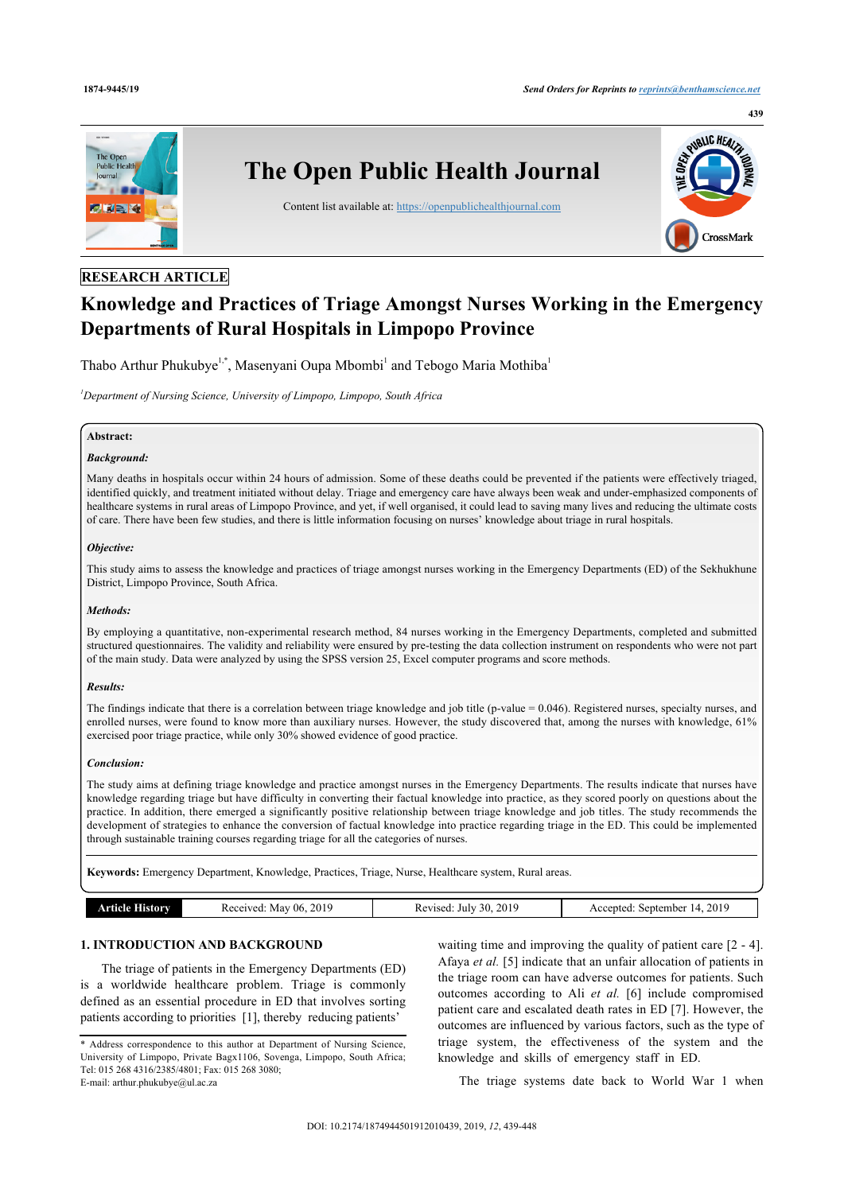RESEARCH ARTICLE

# Knowledge and Practices of Triage Amongst Nurses Working in the Emergency Departments of Rural Hospitals in Limpopo Province

Thabo Arthur Phukubye[1,*], Masenyani Oupa Mbombi[1] and Tebogo Maria Mothiba[1]

[1]*Department of Nursing Science, University of Limpopo, Limpopo, South Africa*

**Abstract:**

***Background:***

Many deaths in hospitals occur within 24 hours of admission. Some of these deaths could be prevented if the patients were effectively triaged, identified quickly, and treatment initiated without delay. Triage and emergency care have always been weak and under-emphasized components of healthcare systems in rural areas of Limpopo Province, and yet, if well organised, it could lead to saving many lives and reducing the ultimate costs of care. There have been few studies, and there is little information focusing on nurses' knowledge about triage in rural hospitals.

***Objective:***

This study aims to assess the knowledge and practices of triage amongst nurses working in the Emergency Departments (ED) of the Sekhukhune District, Limpopo Province, South Africa.

***Methods:***

By employing a quantitative, non-experimental research method, 84 nurses working in the Emergency Departments, completed and submitted structured questionnaires. The validity and reliability were ensured by pre-testing the data collection instrument on respondents who were not part of the main study. Data were analyzed by using the SPSS version 25, Excel computer programs and score methods.

***Results:***

The findings indicate that there is a correlation between triage knowledge and job title (p-value = 0.046). Registered nurses, specialty nurses, and enrolled nurses, were found to know more than auxiliary nurses. However, the study discovered that, among the nurses with knowledge, 61% exercised poor triage practice, while only 30% showed evidence of good practice.

***Conclusion:***

The study aims at defining triage knowledge and practice amongst nurses in the Emergency Departments. The results indicate that nurses have knowledge regarding triage but have difficulty in converting their factual knowledge into practice, as they scored poorly on questions about the practice. In addition, there emerged a significantly positive relationship between triage knowledge and job titles. The study recommends the development of strategies to enhance the conversion of factual knowledge into practice regarding triage in the ED. This could be implemented through sustainable training courses regarding triage for all the categories of nurses.

**Keywords:** Emergency Department, Knowledge, Practices, Triage, Nurse, Healthcare system, Rural areas.

| Article History | Received: May 06, 2019 | Revised: July 30, 2019 | Accepted: September 14, 2019 |
|---|---|---|---|

## 1. INTRODUCTION AND BACKGROUND

The triage of patients in the Emergency Departments (ED) is a worldwide healthcare problem. Triage is commonly defined as an essential procedure in ED that involves sorting patients according to priorities [1], thereby reducing patients' waiting time and improving the quality of patient care [2 - 4]. Afaya *et al.* [5] indicate that an unfair allocation of patients in the triage room can have adverse outcomes for patients. Such outcomes according to Ali *et al.* [6] include compromised patient care and escalated death rates in ED [7]. However, the outcomes are influenced by various factors, such as the type of triage system, the effectiveness of the system and the knowledge and skills of emergency staff in ED.

The triage systems date back to World War 1 when

\* Address correspondence to this author at Department of Nursing Science, University of Limpopo, Private Bagx1106, Sovenga, Limpopo, South Africa; Tel: 015 268 4316/2385/4801; Fax: 015 268 3080; E-mail: arthur.phukubye@ul.ac.za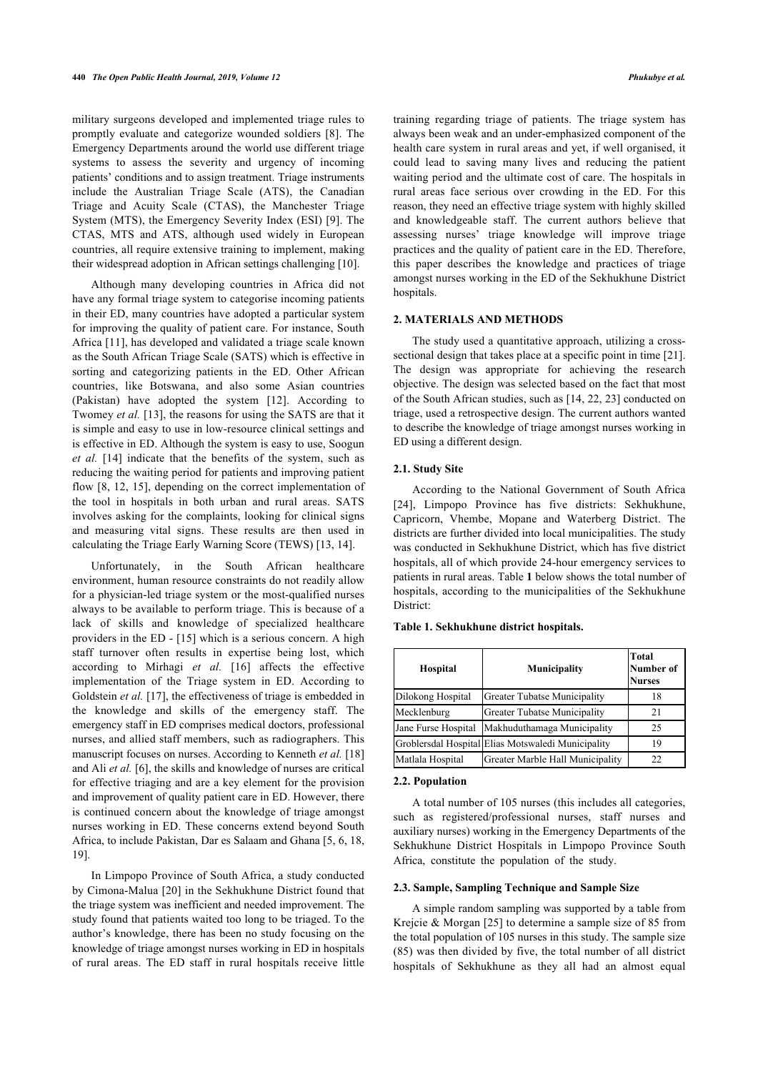military surgeons developed and implemented triage rules to promptly evaluate and categorize wounded soldiers [8]. The Emergency Departments around the world use different triage systems to assess the severity and urgency of incoming patients' conditions and to assign treatment. Triage instruments include the Australian Triage Scale (ATS), the Canadian Triage and Acuity Scale (CTAS), the Manchester Triage System (MTS), the Emergency Severity Index (ESI) [9]. The CTAS, MTS and ATS, although used widely in European countries, all require extensive training to implement, making their widespread adoption in African settings challenging [10].

Although many developing countries in Africa did not have any formal triage system to categorise incoming patients in their ED, many countries have adopted a particular system for improving the quality of patient care. For instance, South Africa [11], has developed and validated a triage scale known as the South African Triage Scale (SATS) which is effective in sorting and categorizing patients in the ED. Other African countries, like Botswana, and also some Asian countries (Pakistan) have adopted the system [12]. According to Twomey *et al.* [13], the reasons for using the SATS are that it is simple and easy to use in low-resource clinical settings and is effective in ED. Although the system is easy to use, Soogun *et al.* [14] indicate that the benefits of the system, such as reducing the waiting period for patients and improving patient flow [8, 12, 15], depending on the correct implementation of the tool in hospitals in both urban and rural areas. SATS involves asking for the complaints, looking for clinical signs and measuring vital signs. These results are then used in calculating the Triage Early Warning Score (TEWS) [13, 14].

Unfortunately, in the South African healthcare environment, human resource constraints do not readily allow for a physician-led triage system or the most-qualified nurses always to be available to perform triage. This is because of a lack of skills and knowledge of specialized healthcare providers in the ED - [15] which is a serious concern. A high staff turnover often results in expertise being lost, which according to Mirhagi *et al.* [16] affects the effective implementation of the Triage system in ED. According to Goldstein *et al.* [17], the effectiveness of triage is embedded in the knowledge and skills of the emergency staff. The emergency staff in ED comprises medical doctors, professional nurses, and allied staff members, such as radiographers. This manuscript focuses on nurses. According to Kenneth *et al.* [18] and Ali *et al.* [6], the skills and knowledge of nurses are critical for effective triaging and are a key element for the provision and improvement of quality patient care in ED. However, there is continued concern about the knowledge of triage amongst nurses working in ED. These concerns extend beyond South Africa, to include Pakistan, Dar es Salaam and Ghana [5, 6, 18, 19].

In Limpopo Province of South Africa, a study conducted by Cimona-Malua [20] in the Sekhukhune District found that the triage system was inefficient and needed improvement. The study found that patients waited too long to be triaged. To the author's knowledge, there has been no study focusing on the knowledge of triage amongst nurses working in ED in hospitals of rural areas. The ED staff in rural hospitals receive little training regarding triage of patients. The triage system has always been weak and an under-emphasized component of the health care system in rural areas and yet, if well organised, it could lead to saving many lives and reducing the patient waiting period and the ultimate cost of care. The hospitals in rural areas face serious over crowding in the ED. For this reason, they need an effective triage system with highly skilled and knowledgeable staff. The current authors believe that assessing nurses' triage knowledge will improve triage practices and the quality of patient care in the ED. Therefore, this paper describes the knowledge and practices of triage amongst nurses working in the ED of the Sekhukhune District hospitals.

## 2. MATERIALS AND METHODS

The study used a quantitative approach, utilizing a cross-sectional design that takes place at a specific point in time [21]. The design was appropriate for achieving the research objective. The design was selected based on the fact that most of the South African studies, such as [14, 22, 23] conducted on triage, used a retrospective design. The current authors wanted to describe the knowledge of triage amongst nurses working in ED using a different design.

### 2.1. Study Site

According to the National Government of South Africa [24], Limpopo Province has five districts: Sekhukhune, Capricorn, Vhembe, Mopane and Waterberg District. The districts are further divided into local municipalities. The study was conducted in Sekhukhune District, which has five district hospitals, all of which provide 24-hour emergency services to patients in rural areas. Table **1** below shows the total number of hospitals, according to the municipalities of the Sekhukhune District:

**Table 1. Sekhukhune district hospitals.**

| Hospital | Municipality | Total Number of Nurses |
|---|---|---|
| Dilokong Hospital | Greater Tubatse Municipality | 18 |
| Mecklenburg | Greater Tubatse Municipality | 21 |
| Jane Furse Hospital | Makhuduthamaga Municipality | 25 |
| Groblersdal Hospital | Elias Motswaledi Municipality | 19 |
| Matlala Hospital | Greater Marble Hall Municipality | 22 |

### 2.2. Population

A total number of 105 nurses (this includes all categories, such as registered/professional nurses, staff nurses and auxiliary nurses) working in the Emergency Departments of the Sekhukhune District Hospitals in Limpopo Province South Africa, constitute the population of the study.

### 2.3. Sample, Sampling Technique and Sample Size

A simple random sampling was supported by a table from Krejcie & Morgan [25] to determine a sample size of 85 from the total population of 105 nurses in this study. The sample size (85) was then divided by five, the total number of all district hospitals of Sekhukhune as they all had an almost equal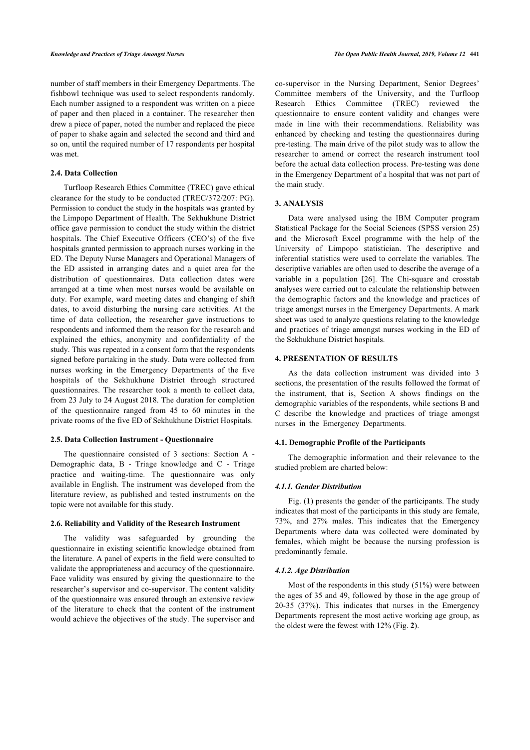number of staff members in their Emergency Departments. The fishbowl technique was used to select respondents randomly. Each number assigned to a respondent was written on a piece of paper and then placed in a container. The researcher then drew a piece of paper, noted the number and replaced the piece of paper to shake again and selected the second and third and so on, until the required number of 17 respondents per hospital was met.

### 2.4. Data Collection

Turfloop Research Ethics Committee (TREC) gave ethical clearance for the study to be conducted (TREC/372/207: PG). Permission to conduct the study in the hospitals was granted by the Limpopo Department of Health. The Sekhukhune District office gave permission to conduct the study within the district hospitals. The Chief Executive Officers (CEO's) of the five hospitals granted permission to approach nurses working in the ED. The Deputy Nurse Managers and Operational Managers of the ED assisted in arranging dates and a quiet area for the distribution of questionnaires. Data collection dates were arranged at a time when most nurses would be available on duty. For example, ward meeting dates and changing of shift dates, to avoid disturbing the nursing care activities. At the time of data collection, the researcher gave instructions to respondents and informed them the reason for the research and explained the ethics, anonymity and confidentiality of the study. This was repeated in a consent form that the respondents signed before partaking in the study. Data were collected from nurses working in the Emergency Departments of the five hospitals of the Sekhukhune District through structured questionnaires. The researcher took a month to collect data, from 23 July to 24 August 2018. The duration for completion of the questionnaire ranged from 45 to 60 minutes in the private rooms of the five ED of Sekhukhune District Hospitals.

### 2.5. Data Collection Instrument - Questionnaire

The questionnaire consisted of 3 sections: Section A - Demographic data, B - Triage knowledge and C - Triage practice and waiting-time. The questionnaire was only available in English. The instrument was developed from the literature review, as published and tested instruments on the topic were not available for this study.

### 2.6. Reliability and Validity of the Research Instrument

The validity was safeguarded by grounding the questionnaire in existing scientific knowledge obtained from the literature. A panel of experts in the field were consulted to validate the appropriateness and accuracy of the questionnaire. Face validity was ensured by giving the questionnaire to the researcher's supervisor and co-supervisor. The content validity of the questionnaire was ensured through an extensive review of the literature to check that the content of the instrument would achieve the objectives of the study. The supervisor and co-supervisor in the Nursing Department, Senior Degrees' Committee members of the University, and the Turfloop Research Ethics Committee (TREC) reviewed the questionnaire to ensure content validity and changes were made in line with their recommendations. Reliability was enhanced by checking and testing the questionnaires during pre-testing. The main drive of the pilot study was to allow the researcher to amend or correct the research instrument tool before the actual data collection process. Pre-testing was done in the Emergency Department of a hospital that was not part of the main study.

## 3. ANALYSIS

Data were analysed using the IBM Computer program Statistical Package for the Social Sciences (SPSS version 25) and the Microsoft Excel programme with the help of the University of Limpopo statistician. The descriptive and inferential statistics were used to correlate the variables. The descriptive variables are often used to describe the average of a variable in a population [26]. The Chi-square and crosstab analyses were carried out to calculate the relationship between the demographic factors and the knowledge and practices of triage amongst nurses in the Emergency Departments. A mark sheet was used to analyze questions relating to the knowledge and practices of triage amongst nurses working in the ED of the Sekhukhune District hospitals.

## 4. PRESENTATION OF RESULTS

As the data collection instrument was divided into 3 sections, the presentation of the results followed the format of the instrument, that is, Section A shows findings on the demographic variables of the respondents, while sections B and C describe the knowledge and practices of triage amongst nurses in the Emergency Departments.

### 4.1. Demographic Profile of the Participants

The demographic information and their relevance to the studied problem are charted below:

#### *4.1.1. Gender Distribution*

Fig. (**1**) presents the gender of the participants. The study indicates that most of the participants in this study are female, 73%, and 27% males. This indicates that the Emergency Departments where data was collected were dominated by females, which might be because the nursing profession is predominantly female.

#### *4.1.2. Age Distribution*

Most of the respondents in this study (51%) were between the ages of 35 and 49, followed by those in the age group of 20-35 (37%). This indicates that nurses in the Emergency Departments represent the most active working age group, as the oldest were the fewest with 12% (Fig. **2**).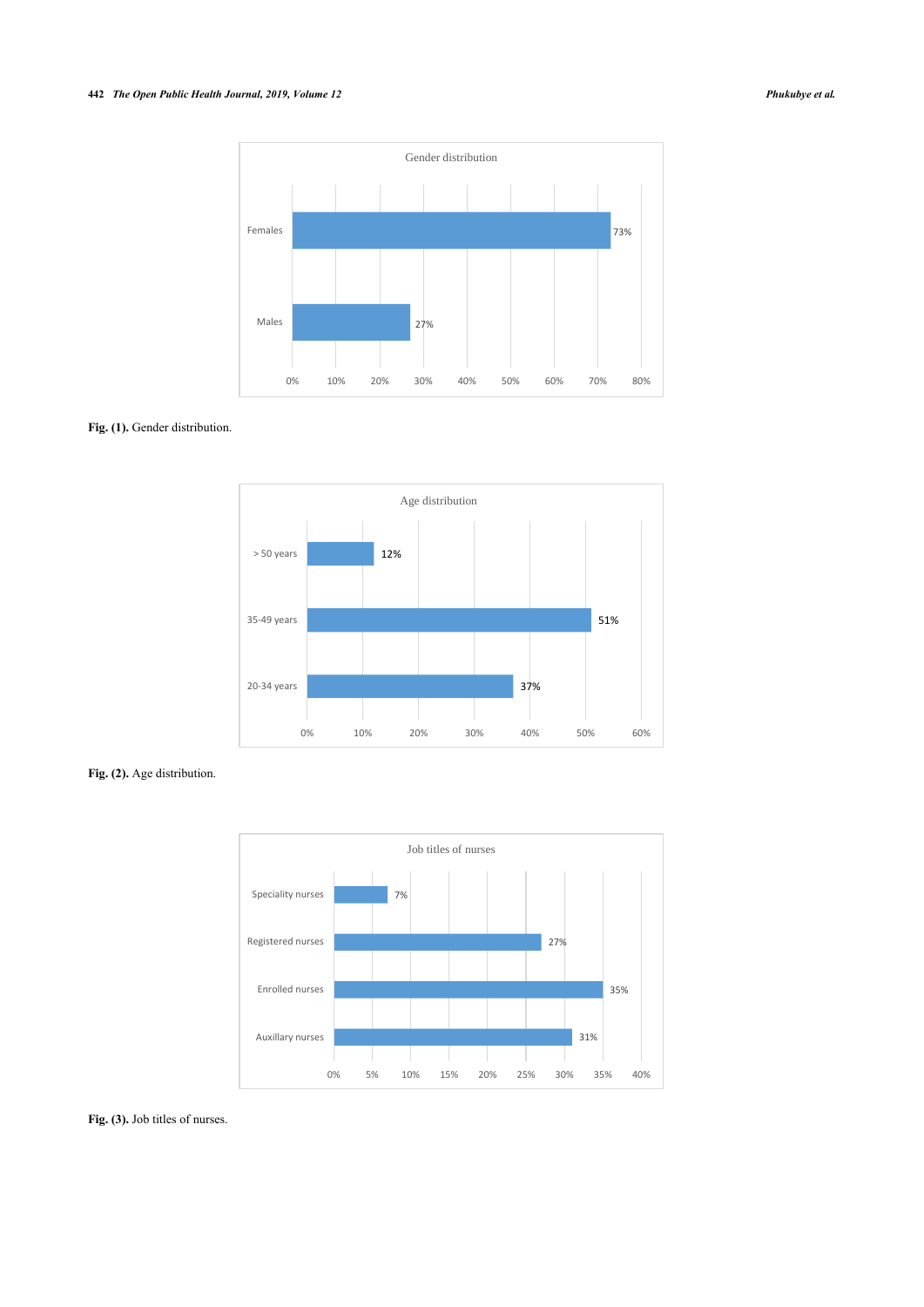**Fig. (1).** Gender distribution.

**Fig. (2).** Age distribution.

**Fig. (3).** Job titles of nurses.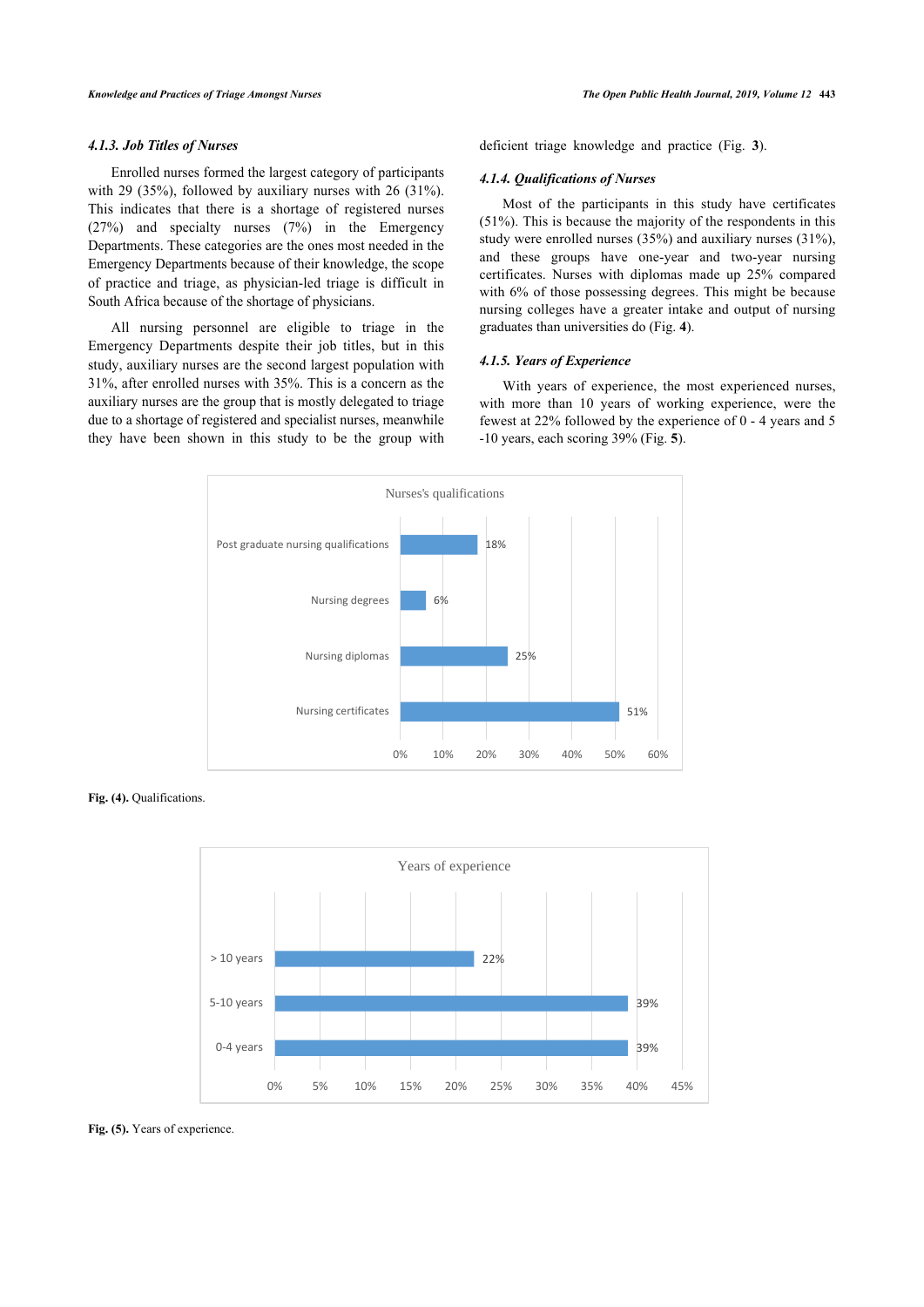#### 4.1.3. Job Titles of Nurses

Enrolled nurses formed the largest category of participants with 29 (35%), followed by auxiliary nurses with 26 (31%). This indicates that there is a shortage of registered nurses (27%) and specialty nurses (7%) in the Emergency Departments. These categories are the ones most needed in the Emergency Departments because of their knowledge, the scope of practice and triage, as physician-led triage is difficult in South Africa because of the shortage of physicians.

All nursing personnel are eligible to triage in the Emergency Departments despite their job titles, but in this study, auxiliary nurses are the second largest population with 31%, after enrolled nurses with 35%. This is a concern as the auxiliary nurses are the group that is mostly delegated to triage due to a shortage of registered and specialist nurses, meanwhile they have been shown in this study to be the group with deficient triage knowledge and practice (Fig. **3**).

#### 4.1.4. Qualifications of Nurses

Most of the participants in this study have certificates (51%). This is because the majority of the respondents in this study were enrolled nurses (35%) and auxiliary nurses (31%), and these groups have one-year and two-year nursing certificates. Nurses with diplomas made up 25% compared with 6% of those possessing degrees. This might be because nursing colleges have a greater intake and output of nursing graduates than universities do (Fig. **4**).

#### 4.1.5. Years of Experience

With years of experience, the most experienced nurses, with more than 10 years of working experience, were the fewest at 22% followed by the experience of 0 - 4 years and 5 -10 years, each scoring 39% (Fig. **5**).

**Fig. (4).** Qualifications.

**Fig. (5).** Years of experience.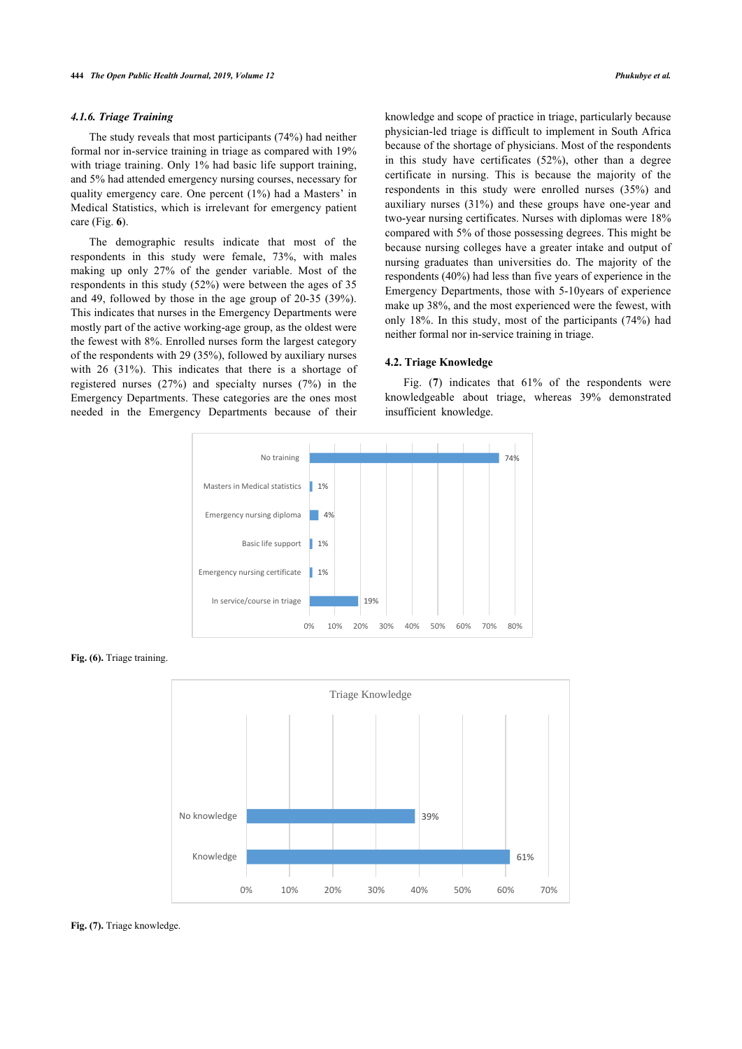#### 4.1.6. Triage Training

The study reveals that most participants (74%) had neither formal nor in-service training in triage as compared with 19% with triage training. Only 1% had basic life support training, and 5% had attended emergency nursing courses, necessary for quality emergency care. One percent (1%) had a Masters' in Medical Statistics, which is irrelevant for emergency patient care (Fig. **6**).

The demographic results indicate that most of the respondents in this study were female, 73%, with males making up only 27% of the gender variable. Most of the respondents in this study (52%) were between the ages of 35 and 49, followed by those in the age group of 20-35 (39%). This indicates that nurses in the Emergency Departments were mostly part of the active working-age group, as the oldest were the fewest with 8%. Enrolled nurses form the largest category of the respondents with 29 (35%), followed by auxiliary nurses with 26 (31%). This indicates that there is a shortage of registered nurses (27%) and specialty nurses (7%) in the Emergency Departments. These categories are the ones most needed in the Emergency Departments because of their knowledge and scope of practice in triage, particularly because physician-led triage is difficult to implement in South Africa because of the shortage of physicians. Most of the respondents in this study have certificates (52%), other than a degree certificate in nursing. This is because the majority of the respondents in this study were enrolled nurses (35%) and auxiliary nurses (31%) and these groups have one-year and two-year nursing certificates. Nurses with diplomas were 18% compared with 5% of those possessing degrees. This might be because nursing colleges have a greater intake and output of nursing graduates than universities do. The majority of the respondents (40%) had less than five years of experience in the Emergency Departments, those with 5-10years of experience make up 38%, and the most experienced were the fewest, with only 18%. In this study, most of the participants (74%) had neither formal nor in-service training in triage.

### 4.2. Triage Knowledge

Fig. (**7**) indicates that 61% of the respondents were knowledgeable about triage, whereas 39% demonstrated insufficient knowledge.

| Triage training | Percentage |
|---|---|
| No training | 74% |
| Masters in Medical statistics | 1% |
| Emergency nursing diploma | 4% |
| Basic life support | 1% |
| Emergency nursing certificate | 1% |
| In service/course in triage | 19% |

**Fig. (6).** Triage training.

| Triage Knowledge | Percentage |
|---|---|
| No knowledge | 39% |
| Knowledge | 61% |

**Fig. (7).** Triage knowledge.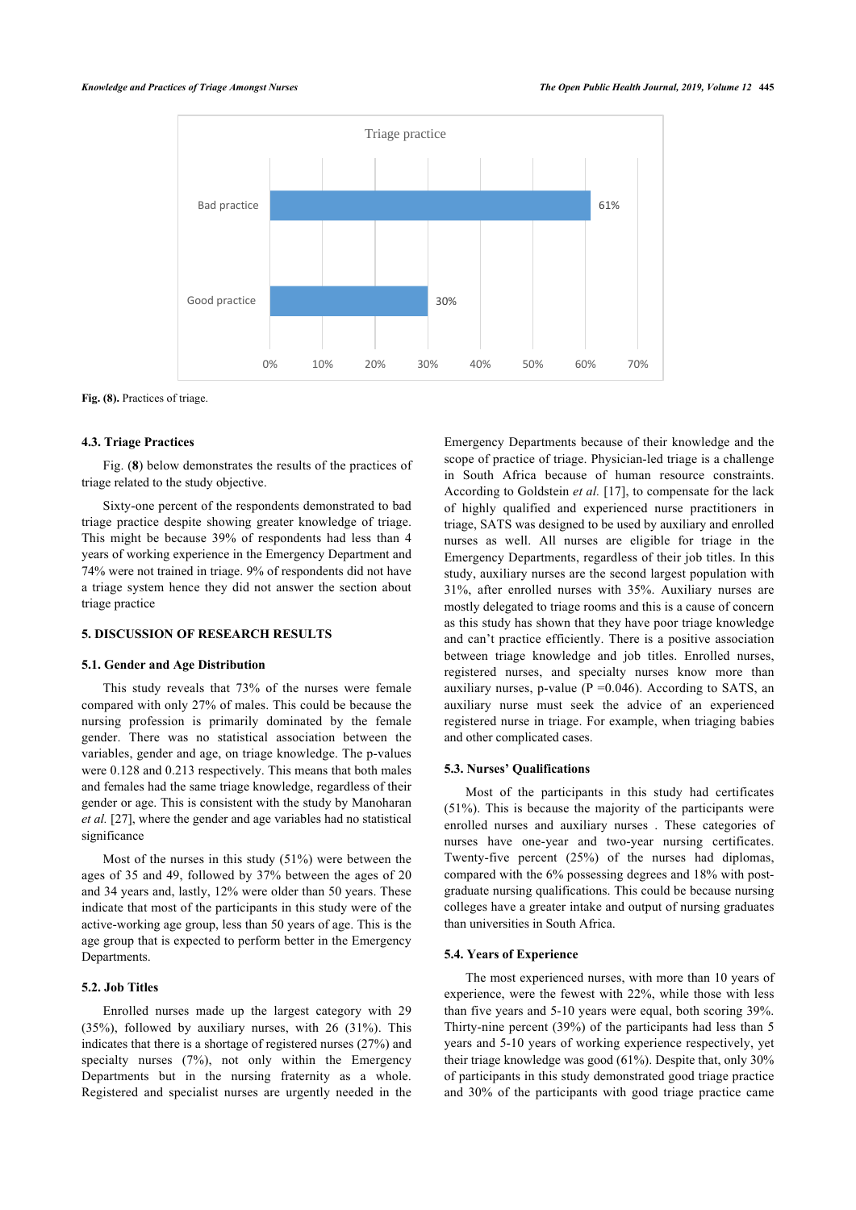Fig. (8). Practices of triage.

### 4.3. Triage Practices

Fig. (**8**) below demonstrates the results of the practices of triage related to the study objective.

Sixty-one percent of the respondents demonstrated to bad triage practice despite showing greater knowledge of triage. This might be because 39% of respondents had less than 4 years of working experience in the Emergency Department and 74% were not trained in triage. 9% of respondents did not have a triage system hence they did not answer the section about triage practice

## 5. DISCUSSION OF RESEARCH RESULTS

### 5.1. Gender and Age Distribution

This study reveals that 73% of the nurses were female compared with only 27% of males. This could be because the nursing profession is primarily dominated by the female gender. There was no statistical association between the variables, gender and age, on triage knowledge. The p-values were 0.128 and 0.213 respectively. This means that both males and females had the same triage knowledge, regardless of their gender or age. This is consistent with the study by Manoharan *et al.* [27], where the gender and age variables had no statistical significance

Most of the nurses in this study (51%) were between the ages of 35 and 49, followed by 37% between the ages of 20 and 34 years and, lastly, 12% were older than 50 years. These indicate that most of the participants in this study were of the active-working age group, less than 50 years of age. This is the age group that is expected to perform better in the Emergency Departments.

### 5.2. Job Titles

Enrolled nurses made up the largest category with 29 (35%), followed by auxiliary nurses, with 26 (31%). This indicates that there is a shortage of registered nurses (27%) and specialty nurses (7%), not only within the Emergency Departments but in the nursing fraternity as a whole. Registered and specialist nurses are urgently needed in the Emergency Departments because of their knowledge and the scope of practice of triage. Physician-led triage is a challenge in South Africa because of human resource constraints. According to Goldstein *et al.* [17], to compensate for the lack of highly qualified and experienced nurse practitioners in triage, SATS was designed to be used by auxiliary and enrolled nurses as well. All nurses are eligible for triage in the Emergency Departments, regardless of their job titles. In this study, auxiliary nurses are the second largest population with 31%, after enrolled nurses with 35%. Auxiliary nurses are mostly delegated to triage rooms and this is a cause of concern as this study has shown that they have poor triage knowledge and can't practice efficiently. There is a positive association between triage knowledge and job titles. Enrolled nurses, registered nurses, and specialty nurses know more than auxiliary nurses, p-value (P =0.046). According to SATS, an auxiliary nurse must seek the advice of an experienced registered nurse in triage. For example, when triaging babies and other complicated cases.

### 5.3. Nurses' Qualifications

Most of the participants in this study had certificates (51%). This is because the majority of the participants were enrolled nurses and auxiliary nurses . These categories of nurses have one-year and two-year nursing certificates. Twenty-five percent (25%) of the nurses had diplomas, compared with the 6% possessing degrees and 18% with post-graduate nursing qualifications. This could be because nursing colleges have a greater intake and output of nursing graduates than universities in South Africa.

### 5.4. Years of Experience

The most experienced nurses, with more than 10 years of experience, were the fewest with 22%, while those with less than five years and 5-10 years were equal, both scoring 39%. Thirty-nine percent (39%) of the participants had less than 5 years and 5-10 years of working experience respectively, yet their triage knowledge was good (61%). Despite that, only 30% of participants in this study demonstrated good triage practice and 30% of the participants with good triage practice came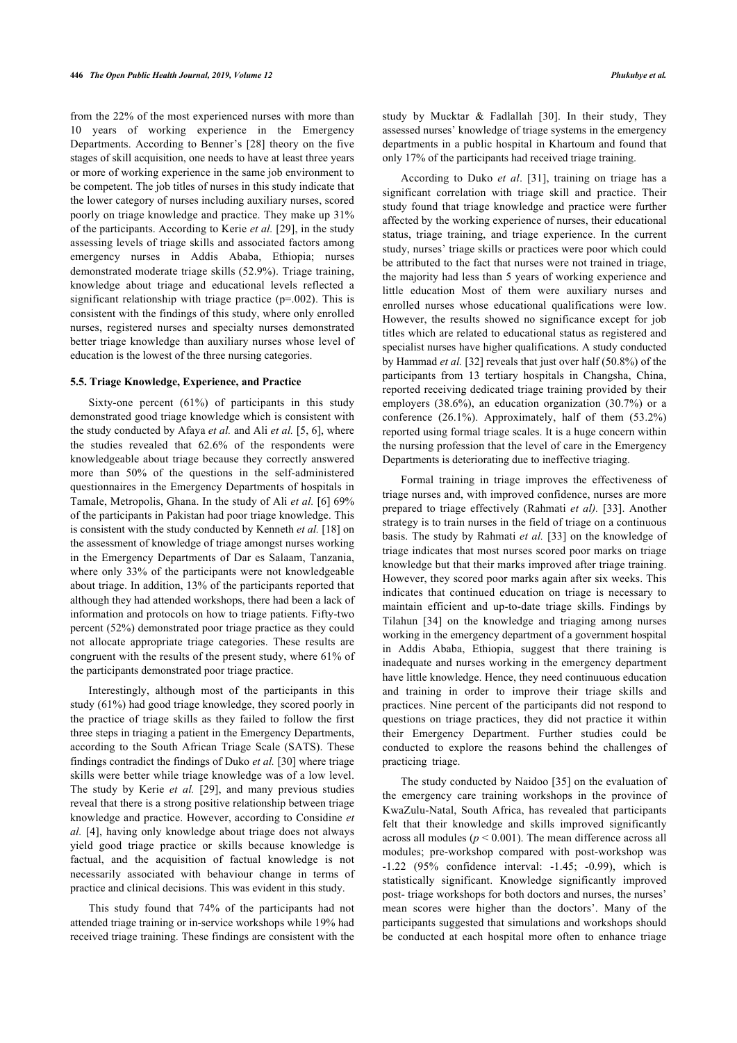from the 22% of the most experienced nurses with more than 10 years of working experience in the Emergency Departments. According to Benner's [28] theory on the five stages of skill acquisition, one needs to have at least three years or more of working experience in the same job environment to be competent. The job titles of nurses in this study indicate that the lower category of nurses including auxiliary nurses, scored poorly on triage knowledge and practice. They make up 31% of the participants. According to Kerie *et al.* [29], in the study assessing levels of triage skills and associated factors among emergency nurses in Addis Ababa, Ethiopia; nurses demonstrated moderate triage skills (52.9%). Triage training, knowledge about triage and educational levels reflected a significant relationship with triage practice (p=.002). This is consistent with the findings of this study, where only enrolled nurses, registered nurses and specialty nurses demonstrated better triage knowledge than auxiliary nurses whose level of education is the lowest of the three nursing categories.

### 5.5. Triage Knowledge, Experience, and Practice

Sixty-one percent (61%) of participants in this study demonstrated good triage knowledge which is consistent with the study conducted by Afaya *et al.* and Ali *et al.* [5, 6], where the studies revealed that 62.6% of the respondents were knowledgeable about triage because they correctly answered more than 50% of the questions in the self-administered questionnaires in the Emergency Departments of hospitals in Tamale, Metropolis, Ghana. In the study of Ali *et al.* [6] 69% of the participants in Pakistan had poor triage knowledge. This is consistent with the study conducted by Kenneth *et al.* [18] on the assessment of knowledge of triage amongst nurses working in the Emergency Departments of Dar es Salaam, Tanzania, where only 33% of the participants were not knowledgeable about triage. In addition, 13% of the participants reported that although they had attended workshops, there had been a lack of information and protocols on how to triage patients. Fifty-two percent (52%) demonstrated poor triage practice as they could not allocate appropriate triage categories. These results are congruent with the results of the present study, where 61% of the participants demonstrated poor triage practice.

Interestingly, although most of the participants in this study (61%) had good triage knowledge, they scored poorly in the practice of triage skills as they failed to follow the first three steps in triaging a patient in the Emergency Departments, according to the South African Triage Scale (SATS). These findings contradict the findings of Duko *et al.* [30] where triage skills were better while triage knowledge was of a low level. The study by Kerie *et al.* [29], and many previous studies reveal that there is a strong positive relationship between triage knowledge and practice. However, according to Considine *et al.* [4], having only knowledge about triage does not always yield good triage practice or skills because knowledge is factual, and the acquisition of factual knowledge is not necessarily associated with behaviour change in terms of practice and clinical decisions. This was evident in this study.

This study found that 74% of the participants had not attended triage training or in-service workshops while 19% had received triage training. These findings are consistent with the study by Mucktar & Fadlallah [30]. In their study, They assessed nurses' knowledge of triage systems in the emergency departments in a public hospital in Khartoum and found that only 17% of the participants had received triage training.

According to Duko *et al*. [31], training on triage has a significant correlation with triage skill and practice. Their study found that triage knowledge and practice were further affected by the working experience of nurses, their educational status, triage training, and triage experience. In the current study, nurses' triage skills or practices were poor which could be attributed to the fact that nurses were not trained in triage, the majority had less than 5 years of working experience and little education Most of them were auxiliary nurses and enrolled nurses whose educational qualifications were low. However, the results showed no significance except for job titles which are related to educational status as registered and specialist nurses have higher qualifications. A study conducted by Hammad *et al.* [32] reveals that just over half (50.8%) of the participants from 13 tertiary hospitals in Changsha, China, reported receiving dedicated triage training provided by their employers (38.6%), an education organization (30.7%) or a conference (26.1%). Approximately, half of them (53.2%) reported using formal triage scales. It is a huge concern within the nursing profession that the level of care in the Emergency Departments is deteriorating due to ineffective triaging.

Formal training in triage improves the effectiveness of triage nurses and, with improved confidence, nurses are more prepared to triage effectively (Rahmati *et al).* [33]. Another strategy is to train nurses in the field of triage on a continuous basis. The study by Rahmati *et al.* [33] on the knowledge of triage indicates that most nurses scored poor marks on triage knowledge but that their marks improved after triage training. However, they scored poor marks again after six weeks. This indicates that continued education on triage is necessary to maintain efficient and up-to-date triage skills. Findings by Tilahun [34] on the knowledge and triaging among nurses working in the emergency department of a government hospital in Addis Ababa, Ethiopia, suggest that there training is inadequate and nurses working in the emergency department have little knowledge. Hence, they need continuuous education and training in order to improve their triage skills and practices. Nine percent of the participants did not respond to questions on triage practices, they did not practice it within their Emergency Department. Further studies could be conducted to explore the reasons behind the challenges of practicing triage.

The study conducted by Naidoo [35] on the evaluation of the emergency care training workshops in the province of KwaZulu-Natal, South Africa, has revealed that participants felt that their knowledge and skills improved significantly across all modules ($p < 0.001$). The mean difference across all modules; pre-workshop compared with post-workshop was -1.22 (95% confidence interval: -1.45; -0.99), which is statistically significant. Knowledge significantly improved post- triage workshops for both doctors and nurses, the nurses' mean scores were higher than the doctors'. Many of the participants suggested that simulations and workshops should be conducted at each hospital more often to enhance triage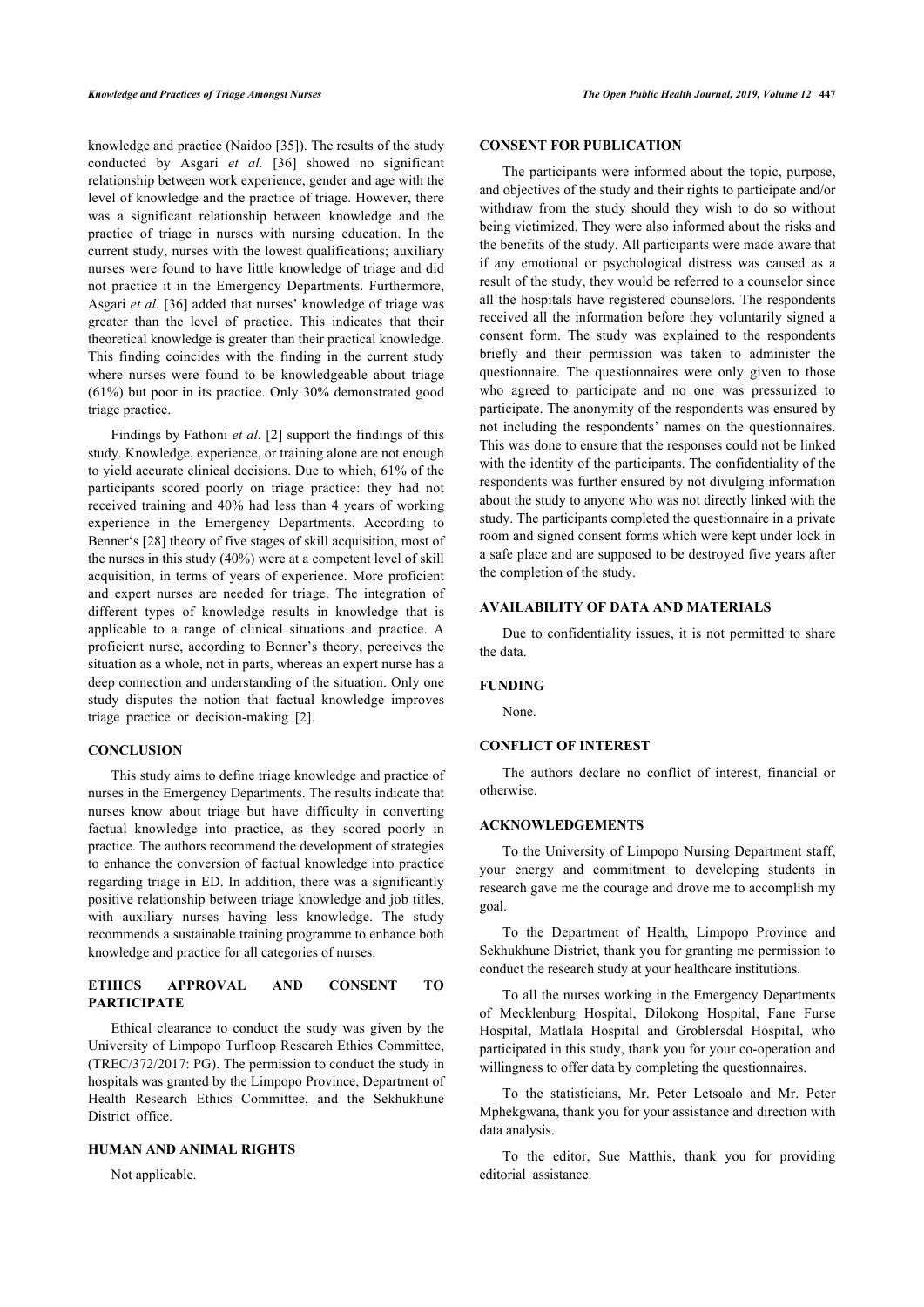knowledge and practice (Naidoo [35]). The results of the study conducted by Asgari *et al.* [36] showed no significant relationship between work experience, gender and age with the level of knowledge and the practice of triage. However, there was a significant relationship between knowledge and the practice of triage in nurses with nursing education. In the current study, nurses with the lowest qualifications; auxiliary nurses were found to have little knowledge of triage and did not practice it in the Emergency Departments. Furthermore, Asgari *et al.* [36] added that nurses' knowledge of triage was greater than the level of practice. This indicates that their theoretical knowledge is greater than their practical knowledge. This finding coincides with the finding in the current study where nurses were found to be knowledgeable about triage (61%) but poor in its practice. Only 30% demonstrated good triage practice.

Findings by Fathoni *et al.* [2] support the findings of this study. Knowledge, experience, or training alone are not enough to yield accurate clinical decisions. Due to which, 61% of the participants scored poorly on triage practice: they had not received training and 40% had less than 4 years of working experience in the Emergency Departments. According to Benner's [28] theory of five stages of skill acquisition, most of the nurses in this study (40%) were at a competent level of skill acquisition, in terms of years of experience. More proficient and expert nurses are needed for triage. The integration of different types of knowledge results in knowledge that is applicable to a range of clinical situations and practice. A proficient nurse, according to Benner's theory, perceives the situation as a whole, not in parts, whereas an expert nurse has a deep connection and understanding of the situation. Only one study disputes the notion that factual knowledge improves triage practice or decision-making [2].

## CONCLUSION

This study aims to define triage knowledge and practice of nurses in the Emergency Departments. The results indicate that nurses know about triage but have difficulty in converting factual knowledge into practice, as they scored poorly in practice. The authors recommend the development of strategies to enhance the conversion of factual knowledge into practice regarding triage in ED. In addition, there was a significantly positive relationship between triage knowledge and job titles, with auxiliary nurses having less knowledge. The study recommends a sustainable training programme to enhance both knowledge and practice for all categories of nurses.

## ETHICS APPROVAL AND CONSENT TO PARTICIPATE

Ethical clearance to conduct the study was given by the University of Limpopo Turfloop Research Ethics Committee, (TREC/372/2017: PG). The permission to conduct the study in hospitals was granted by the Limpopo Province, Department of Health Research Ethics Committee, and the Sekhukhune District office.

## HUMAN AND ANIMAL RIGHTS

Not applicable.

## CONSENT FOR PUBLICATION

The participants were informed about the topic, purpose, and objectives of the study and their rights to participate and/or withdraw from the study should they wish to do so without being victimized. They were also informed about the risks and the benefits of the study. All participants were made aware that if any emotional or psychological distress was caused as a result of the study, they would be referred to a counselor since all the hospitals have registered counselors. The respondents received all the information before they voluntarily signed a consent form. The study was explained to the respondents briefly and their permission was taken to administer the questionnaire. The questionnaires were only given to those who agreed to participate and no one was pressurized to participate. The anonymity of the respondents was ensured by not including the respondents' names on the questionnaires. This was done to ensure that the responses could not be linked with the identity of the participants. The confidentiality of the respondents was further ensured by not divulging information about the study to anyone who was not directly linked with the study. The participants completed the questionnaire in a private room and signed consent forms which were kept under lock in a safe place and are supposed to be destroyed five years after the completion of the study.

## AVAILABILITY OF DATA AND MATERIALS

Due to confidentiality issues, it is not permitted to share the data.

## FUNDING

None.

## CONFLICT OF INTEREST

The authors declare no conflict of interest, financial or otherwise.

## ACKNOWLEDGEMENTS

To the University of Limpopo Nursing Department staff, your energy and commitment to developing students in research gave me the courage and drove me to accomplish my goal.

To the Department of Health, Limpopo Province and Sekhukhune District, thank you for granting me permission to conduct the research study at your healthcare institutions.

To all the nurses working in the Emergency Departments of Mecklenburg Hospital, Dilokong Hospital, Fane Furse Hospital, Matlala Hospital and Groblersdal Hospital, who participated in this study, thank you for your co-operation and willingness to offer data by completing the questionnaires.

To the statisticians, Mr. Peter Letsoalo and Mr. Peter Mphekgwana, thank you for your assistance and direction with data analysis.

To the editor, Sue Matthis, thank you for providing editorial assistance.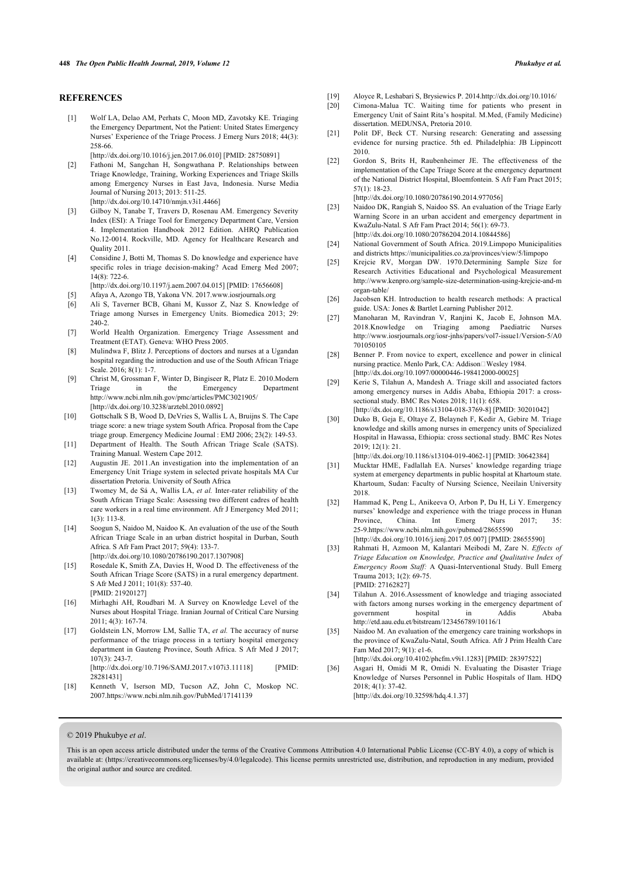## REFERENCES

[1] Wolf LA, Delao AM, Perhats C, Moon MD, Zavotsky KE. Triaging the Emergency Department, Not the Patient: United States Emergency Nurses' Experience of the Triage Process. J Emerg Nurs 2018; 44(3): 258-66.
[http://dx.doi.org/10.1016/j.jen.2017.06.010] [PMID: 28750891]

[2] Fathoni M, Sangchan H, Songwathana P. Relationships between Triage Knowledge, Training, Working Experiences and Triage Skills among Emergency Nurses in East Java, Indonesia. Nurse Media Journal of Nursing 2013; 2013: 511-25.
[http://dx.doi.org/10.14710/nmjn.v3i1.4466]

[3] Gilboy N, Tanabe T, Travers D, Rosenau AM. Emergency Severity Index (ESI): A Triage Tool for Emergency Department Care, Version 4. Implementation Handbook 2012 Edition. AHRQ Publication No.12-0014. Rockville, MD. Agency for Healthcare Research and Quality 2011.

[4] Considine J, Botti M, Thomas S. Do knowledge and experience have specific roles in triage decision-making? Acad Emerg Med 2007; 14(8): 722-6.
[http://dx.doi.org/10.1197/j.aem.2007.04.015] [PMID: 17656608]

[5] Afaya A, Azongo TB, Yakona VN. 2017.www.iosrjournals.org

[6] Ali S, Taverner BCB, Ghani M, Kussor Z, Naz S. Knowledge of Triage among Nurses in Emergency Units. Biomedica 2013; 29: 240-2.

[7] World Health Organization. Emergency Triage Assessment and Treatment (ETAT). Geneva: WHO Press 2005.

[8] Mulindwa F, Blitz J. Perceptions of doctors and nurses at a Ugandan hospital regarding the introduction and use of the South African Triage Scale. 2016; 8(1): 1-7.

[9] Christ M, Grossman F, Winter D, Bingiseer R, Platz E. 2010.Modern Triage in the Emergency Department http://www.ncbi.nlm.nih.gov/pmc/articles/PMC3021905/
[http://dx.doi.org/10.3238/arztebl.2010.0892]

[10] Gottschalk S B, Wood D, DeVries S, Wallis L A, Bruijns S. The Cape triage score: a new triage system South Africa. Proposal from the Cape triage group. Emergency Medicine Journal : EMJ 2006; 23(2): 149-53.

[11] Department of Health. The South African Triage Scale (SATS). Training Manual. Western Cape 2012.

[12] Augustin JE. 2011.An investigation into the implementation of an Emergency Unit Triage system in selected private hospitals MA Cur dissertation Pretoria. University of South Africa

[13] Twomey M, de Sá A, Wallis LA, *et al.* Inter-rater reliability of the South African Triage Scale: Assessing two different cadres of health care workers in a real time environment. Afr J Emergency Med 2011; 1(3): 113-8.

[14] Soogun S, Naidoo M, Naidoo K. An evaluation of the use of the South African Triage Scale in an urban district hospital in Durban, South Africa. S Afr Fam Pract 2017; 59(4): 133-7.
[http://dx.doi.org/10.1080/20786190.2017.1307908]

[15] Rosedale K, Smith ZA, Davies H, Wood D. The effectiveness of the South African Triage Score (SATS) in a rural emergency department. S Afr Med J 2011; 101(8): 537-40.
[PMID: 21920127]

[16] Mirhaghi AH, Roudbari M. A Survey on Knowledge Level of the Nurses about Hospital Triage. Iranian Journal of Critical Care Nursing 2011; 4(3): 167-74.

[17] Goldstein LN, Morrow LM, Sallie TA, *et al.* The accuracy of nurse performance of the triage process in a tertiary hospital emergency department in Gauteng Province, South Africa. S Afr Med J 2017; 107(3): 243-7.
[http://dx.doi.org/10.7196/SAMJ.2017.v107i3.11118] [PMID: 28281431]

[18] Kenneth V, Iserson MD, Tucson AZ, John C, Moskop NC. 2007.https://www.ncbi.nlm.nih.gov/PubMed/17141139

[19] Aloyce R, Leshabari S, Brysiewics P. 2014.http://dx.doi.org/10.1016/

[20] Cimona-Malua TC. Waiting time for patients who present in Emergency Unit of Saint Rita's hospital. M.Med, (Family Medicine) dissertation. MEDUNSA, Pretoria 2010.

[21] Polit DF, Beck CT. Nursing research: Generating and assessing evidence for nursing practice. 5th ed. Philadelphia: JB Lippincott 2010.

[22] Gordon S, Brits H, Raubenheimer JE. The effectiveness of the implementation of the Cape Triage Score at the emergency department of the National District Hospital, Bloemfontein. S Afr Fam Pract 2015; 57(1): 18-23.
[http://dx.doi.org/10.1080/20786190.2014.977056]

[23] Naidoo DK, Rangiah S, Naidoo SS. An evaluation of the Triage Early Warning Score in an urban accident and emergency department in KwaZulu-Natal. S Afr Fam Pract 2014; 56(1): 69-73.
[http://dx.doi.org/10.1080/20786204.2014.10844586]

[24] National Government of South Africa. 2019.Limpopo Municipalities and districts https://municipalities.co.za/provinces/view/5/limpopo

[25] Krejcie RV, Morgan DW. 1970.Determining Sample Size for Research Activities Educational and Psychological Measurement http://www.kenpro.org/sample-size-determination-using-krejcie-and-morgan-table/

[26] Jacobsen KH. Introduction to health research methods: A practical guide. USA: Jones & Bartlet Learning Publisher 2012.

[27] Manoharan M, Ravindran V, Ranjini K, Jacob E, Johnson MA. 2018.Knowledge on Triaging among Paediatric Nurses http://www.iosrjournals.org/iosr-jnhs/papers/vol7-issue1/Version-5/A0701050105

[28] Benner P. From novice to expert, excellence and power in clinical nursing practice. Menlo Park, CA: Addison Wesley 1984.
[http://dx.doi.org/10.1097/00000446-198412000-00025]

[29] Kerie S, Tilahun A, Mandesh A. Triage skill and associated factors among emergency nurses in Addis Ababa, Ethiopia 2017: a cross-sectional study. BMC Res Notes 2018; 11(1): 658.
[http://dx.doi.org/10.1186/s13104-018-3769-8] [PMID: 30201042]

[30] Duko B, Geja E, Oltaye Z, Belayneh F, Kedir A, Gebire M. Triage knowledge and skills among nurses in emergency units of Specialized Hospital in Hawassa, Ethiopia: cross sectional study. BMC Res Notes 2019; 12(1): 21.
[http://dx.doi.org/10.1186/s13104-019-4062-1] [PMID: 30642384]

[31] Mucktar HME, Fadlallah EA. Nurses' knowledge regarding triage system at emergency departments in public hospital at Khartoum state. Khartoum, Sudan: Faculty of Nursing Science, Neeilain University 2018.

[32] Hammad K, Peng L, Anikeeva O, Arbon P, Du H, Li Y. Emergency nurses' knowledge and experience with the triage process in Hunan Province, China. Int Emerg Nurs 2017; 35: 25-9.https://www.ncbi.nlm.nih.gov/pubmed/28655590
[http://dx.doi.org/10.1016/j.ienj.2017.05.007] [PMID: 28655590]

[33] Rahmati H, Azmoon M, Kalantari Meibodi M, Zare N. *Effects of Triage Education on Knowledge, Practice and Qualitative Index of Emergency Room Staff:* A Quasi-Interventional Study. Bull Emerg Trauma 2013; 1(2): 69-75.
[PMID: 27162827]

[34] Tilahun A. 2016.Assessment of knowledge and triaging associated with factors among nurses working in the emergency department of government hospital in Addis Ababa http://etd.aau.edu.et/bitstream/123456789/10116/1

[35] Naidoo M. An evaluation of the emergency care training workshops in the province of KwaZulu-Natal, South Africa. Afr J Prim Health Care Fam Med 2017; 9(1): e1-6.
[http://dx.doi.org/10.4102/phcfm.v9i1.1283] [PMID: 28397522]

[36] Asgari H, Omidi M R, Omidi N. Evaluating the Disaster Triage Knowledge of Nurses Personnel in Public Hospitals of Ilam. HDQ 2018; 4(1): 37-42.
[http://dx.doi.org/10.32598/hdq.4.1.37]

© 2019 Phukubye *et al*.

This is an open access article distributed under the terms of the Creative Commons Attribution 4.0 International Public License (CC-BY 4.0), a copy of which is available at: (https://creativecommons.org/licenses/by/4.0/legalcode). This license permits unrestricted use, distribution, and reproduction in any medium, provided the original author and source are credited.